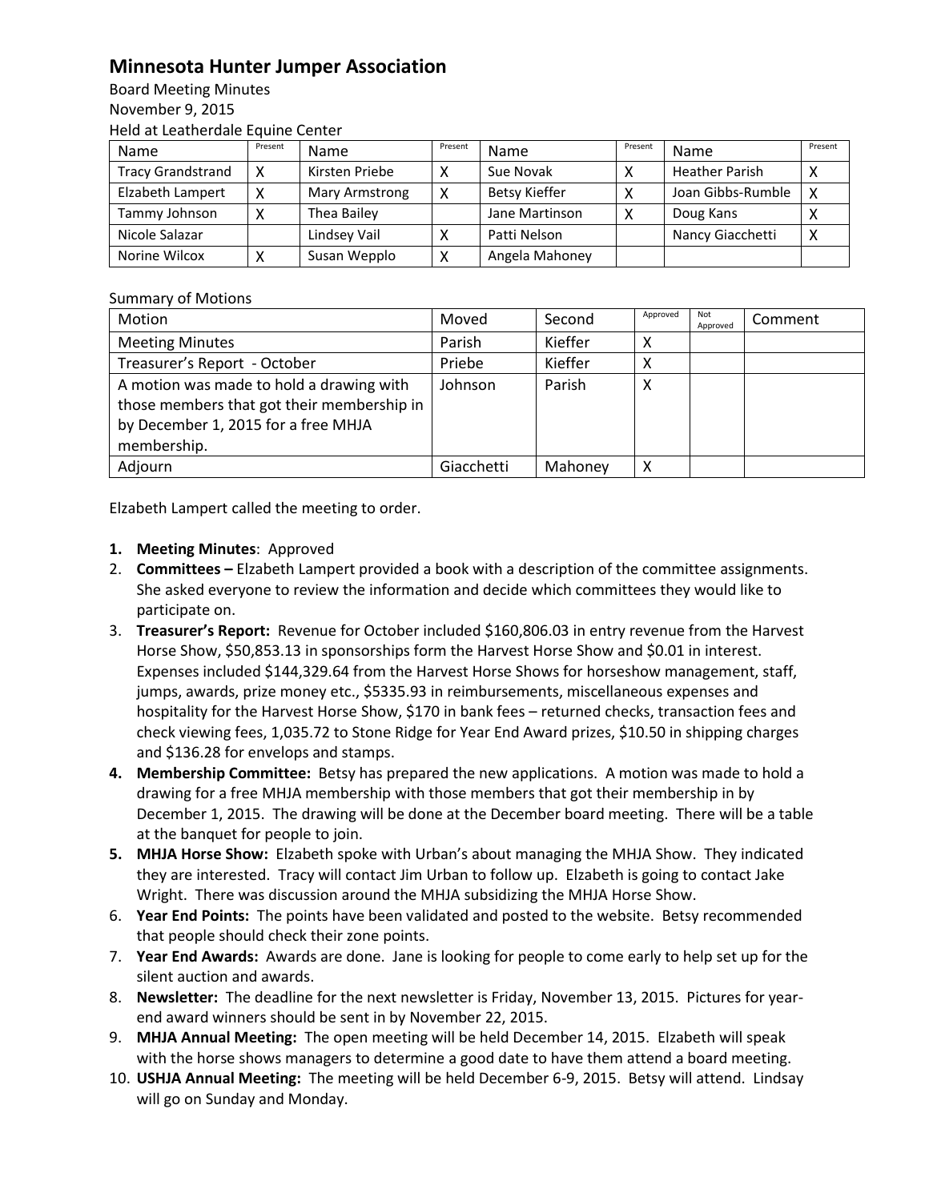# Minnesota Hunter Jumper Association

Board Meeting Minutes
November 9, 2015
Held at Leatherdale Equine Center

| Name | Present | Name | Present | Name | Present | Name | Present |
|---|---|---|---|---|---|---|---|
| Tracy Grandstrand | X | Kirsten Priebe | X | Sue Novak | X | Heather Parish | X |
| Elizabeth Lampert | X | Mary Armstrong | X | Betsy Kieffer | X | Joan Gibbs-Rumble | X |
| Tammy Johnson | X | Thea Bailey | | Jane Martinson | X | Doug Kans | X |
| Nicole Salazar | | Lindsey Vail | X | Patti Nelson | | Nancy Giacchetti | X |
| Norine Wilcox | X | Susan Wepplo | X | Angela Mahoney | | | |

Summary of Motions

| Motion | Moved | Second | Approved | Not Approved | Comment |
|---|---|---|---|---|---|
| Meeting Minutes | Parish | Kieffer | X | | |
| Treasurer's Report - October | Priebe | Kieffer | X | | |
| A motion was made to hold a drawing with those members that got their membership in by December 1, 2015 for a free MHJA membership. | Johnson | Parish | X | | |
| Adjourn | Giacchetti | Mahoney | X | | |

Elizabeth Lampert called the meeting to order.

1. **Meeting Minutes**: Approved
2. **Committees –** Elizabeth Lampert provided a book with a description of the committee assignments. She asked everyone to review the information and decide which committees they would like to participate on.
3. **Treasurer's Report:** Revenue for October included $160,806.03 in entry revenue from the Harvest Horse Show, $50,853.13 in sponsorships form the Harvest Horse Show and $0.01 in interest. Expenses included $144,329.64 from the Harvest Horse Shows for horseshow management, staff, jumps, awards, prize money etc., $5335.93 in reimbursements, miscellaneous expenses and hospitality for the Harvest Horse Show, $170 in bank fees – returned checks, transaction fees and check viewing fees, 1,035.72 to Stone Ridge for Year End Award prizes, $10.50 in shipping charges and $136.28 for envelops and stamps.
4. **Membership Committee:** Betsy has prepared the new applications. A motion was made to hold a drawing for a free MHJA membership with those members that got their membership in by December 1, 2015. The drawing will be done at the December board meeting. There will be a table at the banquet for people to join.
5. **MHJA Horse Show:** Elizabeth spoke with Urban's about managing the MHJA Show. They indicated they are interested. Tracy will contact Jim Urban to follow up. Elizabeth is going to contact Jake Wright. There was discussion around the MHJA subsidizing the MHJA Horse Show.
6. **Year End Points:** The points have been validated and posted to the website. Betsy recommended that people should check their zone points.
7. **Year End Awards:** Awards are done. Jane is looking for people to come early to help set up for the silent auction and awards.
8. **Newsletter:** The deadline for the next newsletter is Friday, November 13, 2015. Pictures for year-end award winners should be sent in by November 22, 2015.
9. **MHJA Annual Meeting:** The open meeting will be held December 14, 2015. Elizabeth will speak with the horse shows managers to determine a good date to have them attend a board meeting.
10. **USHJA Annual Meeting:** The meeting will be held December 6-9, 2015. Betsy will attend. Lindsay will go on Sunday and Monday.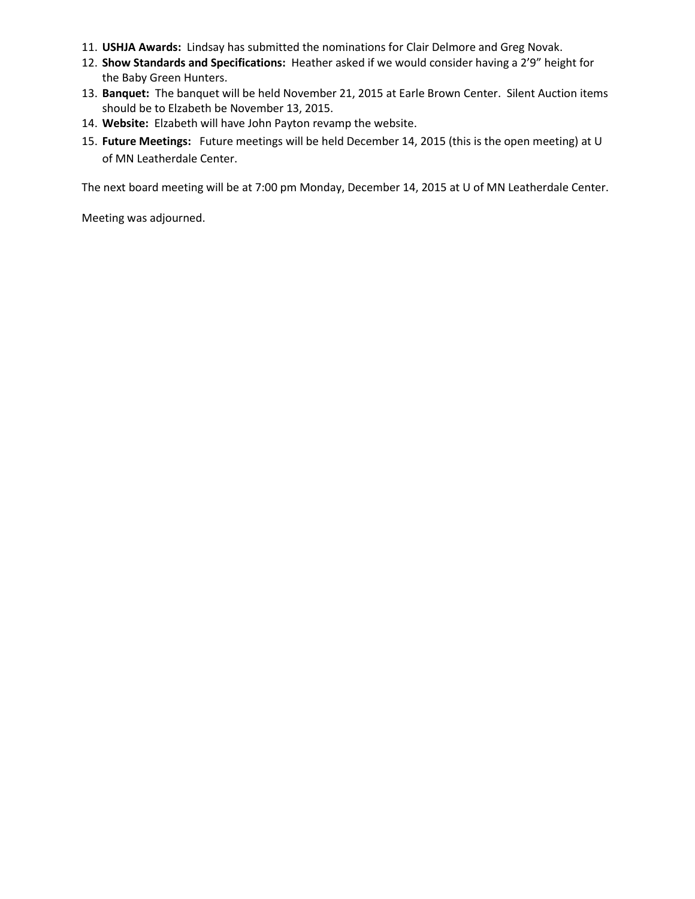11. **USHJA Awards:** Lindsay has submitted the nominations for Clair Delmore and Greg Novak.
12. **Show Standards and Specifications:** Heather asked if we would consider having a 2'9" height for the Baby Green Hunters.
13. **Banquet:** The banquet will be held November 21, 2015 at Earle Brown Center. Silent Auction items should be to Elzabeth be November 13, 2015.
14. **Website:** Elzabeth will have John Payton revamp the website.
15. **Future Meetings:** Future meetings will be held December 14, 2015 (this is the open meeting) at U of MN Leatherdale Center.

The next board meeting will be at 7:00 pm Monday, December 14, 2015 at U of MN Leatherdale Center.

Meeting was adjourned.